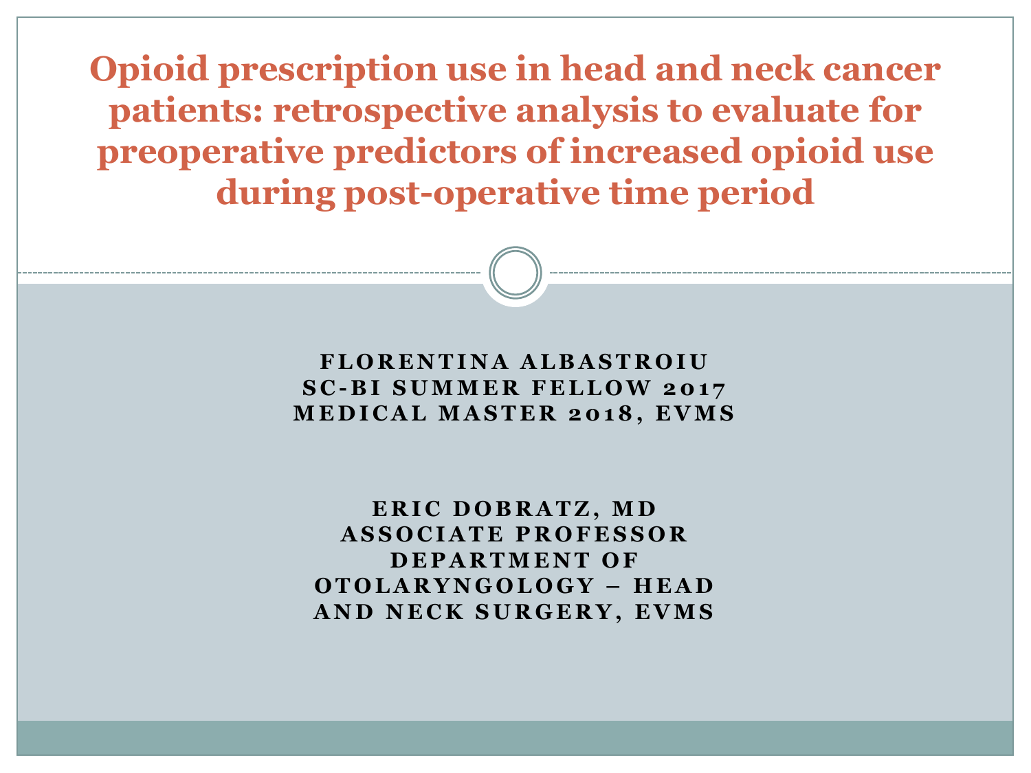# Opioid prescription use in head and neck cancer patients: retrospective analysis to evaluate for preoperative predictors of increased opioid use during post-operative time period

**FLORENTINA ALBASTROIU**
**SC-BI SUMMER FELLOW 2017**
**MEDICAL MASTER 2018, EVMS**

**ERIC DOBRATZ, MD**
**ASSOCIATE PROFESSOR**
**DEPARTMENT OF OTOLARYNGOLOGY – HEAD AND NECK SURGERY, EVMS**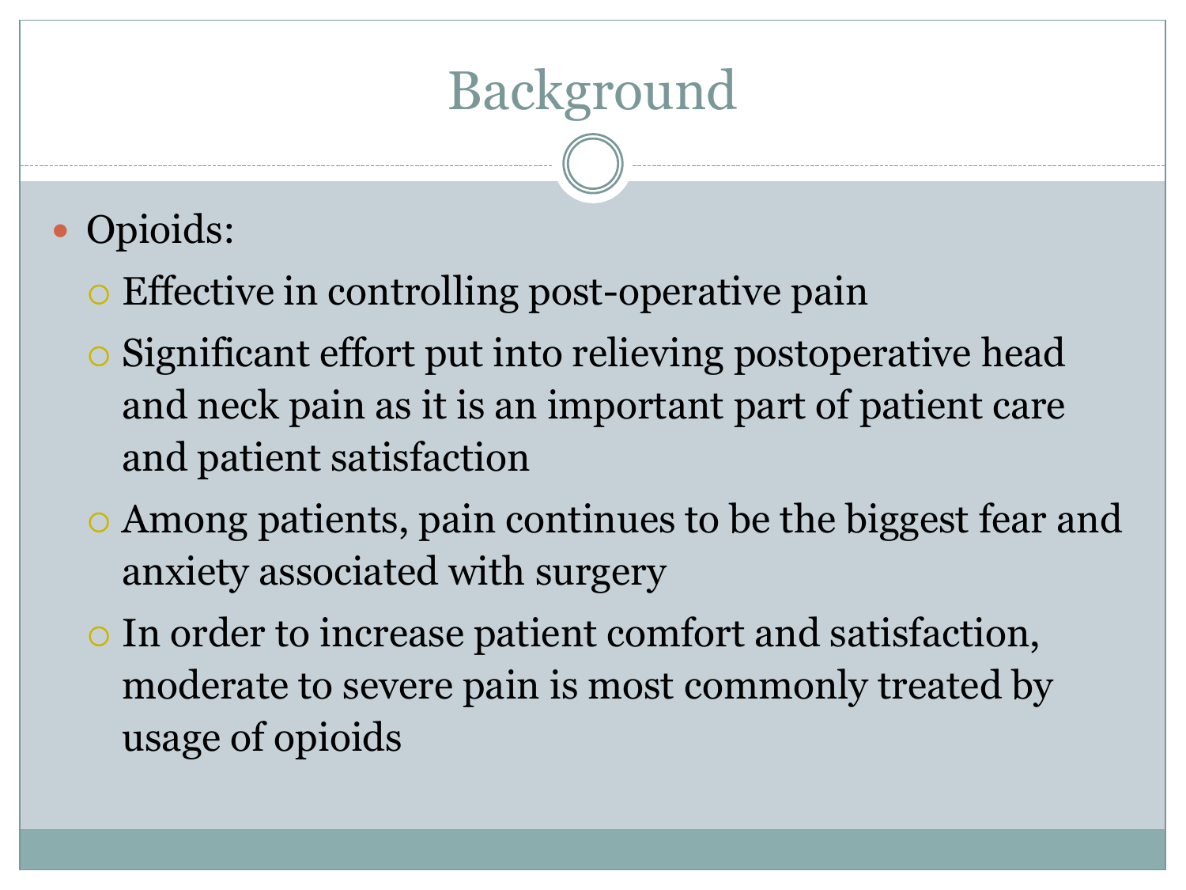# Background

- Opioids:
  - Effective in controlling post-operative pain
  - Significant effort put into relieving postoperative head and neck pain as it is an important part of patient care and patient satisfaction
  - Among patients, pain continues to be the biggest fear and anxiety associated with surgery
  - In order to increase patient comfort and satisfaction, moderate to severe pain is most commonly treated by usage of opioids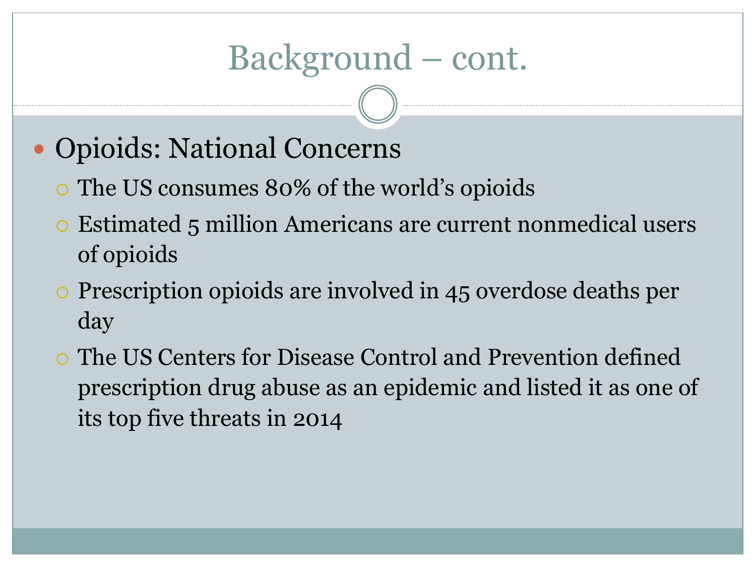# Background – cont.

- Opioids: National Concerns
  - The US consumes 80% of the world's opioids
  - Estimated 5 million Americans are current nonmedical users of opioids
  - Prescription opioids are involved in 45 overdose deaths per day
  - The US Centers for Disease Control and Prevention defined prescription drug abuse as an epidemic and listed it as one of its top five threats in 2014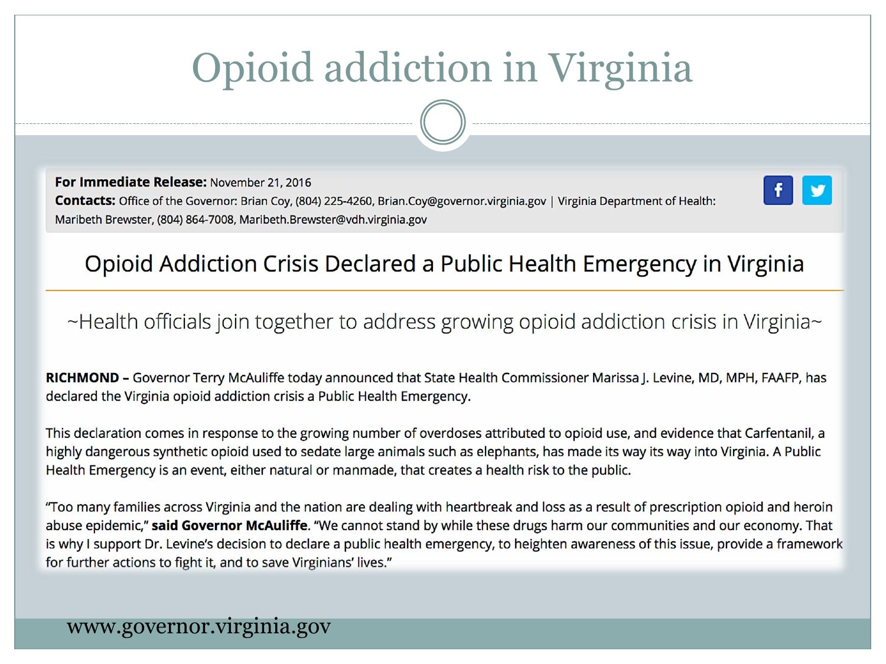# Opioid addiction in Virginia

**For Immediate Release:** November 21, 2016
**Contacts:** Office of the Governor: Brian Coy, (804) 225-4260, Brian.Coy@governor.virginia.gov | Virginia Department of Health: Maribeth Brewster, (804) 864-7008, Maribeth.Brewster@vdh.virginia.gov

## Opioid Addiction Crisis Declared a Public Health Emergency in Virginia

~Health officials join together to address growing opioid addiction crisis in Virginia~

**RICHMOND –** Governor Terry McAuliffe today announced that State Health Commissioner Marissa J. Levine, MD, MPH, FAAFP, has declared the Virginia opioid addiction crisis a Public Health Emergency.

This declaration comes in response to the growing number of overdoses attributed to opioid use, and evidence that Carfentanil, a highly dangerous synthetic opioid used to sedate large animals such as elephants, has made its way its way into Virginia. A Public Health Emergency is an event, either natural or manmade, that creates a health risk to the public.

"Too many families across Virginia and the nation are dealing with heartbreak and loss as a result of prescription opioid and heroin abuse epidemic," **said Governor McAuliffe**. "We cannot stand by while these drugs harm our communities and our economy. That is why I support Dr. Levine's decision to declare a public health emergency, to heighten awareness of this issue, provide a framework for further actions to fight it, and to save Virginians' lives."

www.governor.virginia.gov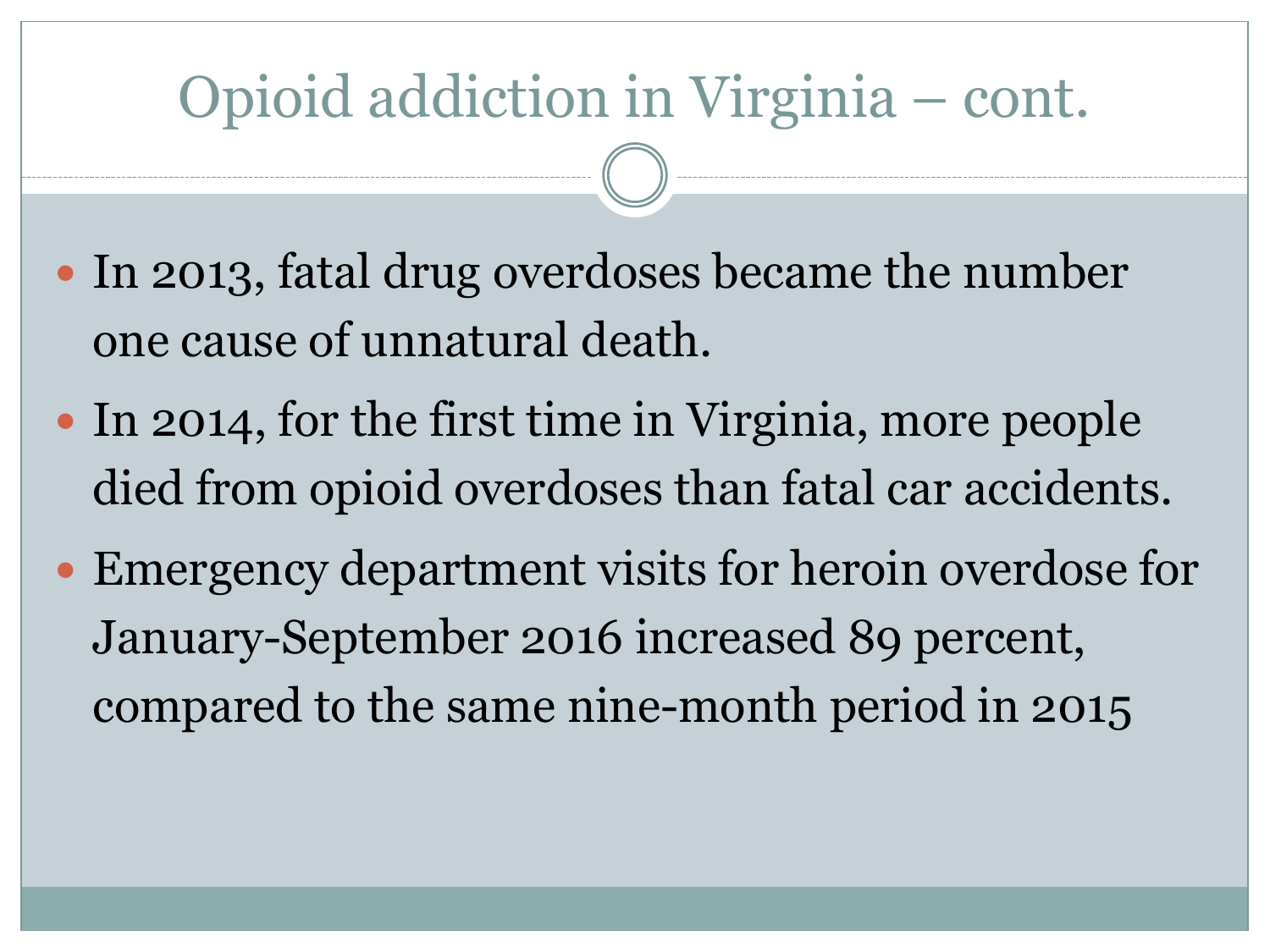# Opioid addiction in Virginia – cont.

- In 2013, fatal drug overdoses became the number one cause of unnatural death.
- In 2014, for the first time in Virginia, more people died from opioid overdoses than fatal car accidents.
- Emergency department visits for heroin overdose for January-September 2016 increased 89 percent, compared to the same nine-month period in 2015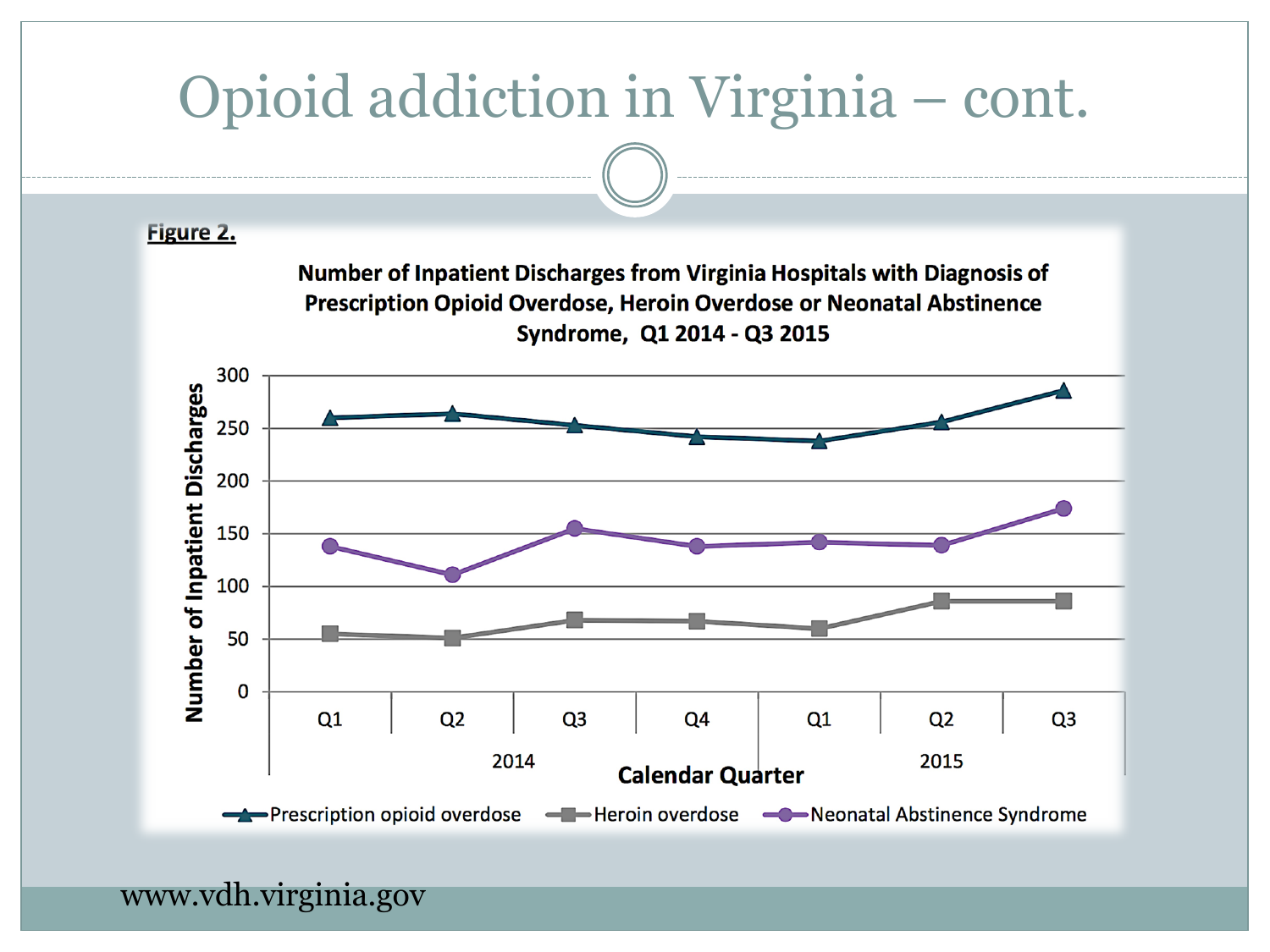# Opioid addiction in Virginia – cont.

**Figure 2.**

**Number of Inpatient Discharges from Virginia Hospitals with Diagnosis of Prescription Opioid Overdose, Heroin Overdose or Neonatal Abstinence Syndrome, Q1 2014 - Q3 2015**

Y-axis: Number of Inpatient Discharges (0–300)

X-axis: Calendar Quarter — Q1, Q2, Q3, Q4 (2014); Q1, Q2, Q3 (2015)

Legend: Prescription opioid overdose; Heroin overdose; Neonatal Abstinence Syndrome

www.vdh.virginia.gov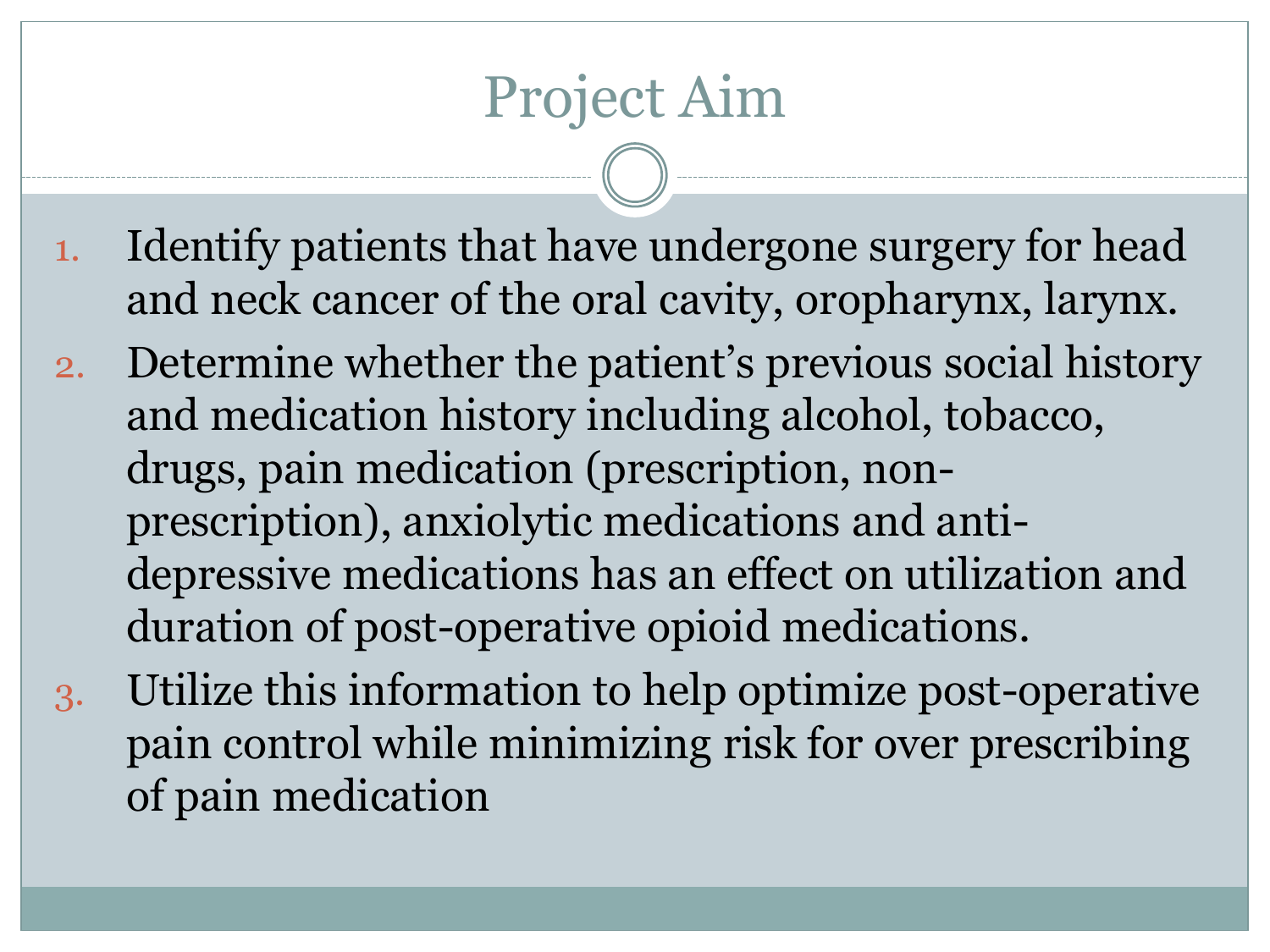# Project Aim

1. Identify patients that have undergone surgery for head and neck cancer of the oral cavity, oropharynx, larynx.
2. Determine whether the patient's previous social history and medication history including alcohol, tobacco, drugs, pain medication (prescription, non-prescription), anxiolytic medications and anti-depressive medications has an effect on utilization and duration of post-operative opioid medications.
3. Utilize this information to help optimize post-operative pain control while minimizing risk for over prescribing of pain medication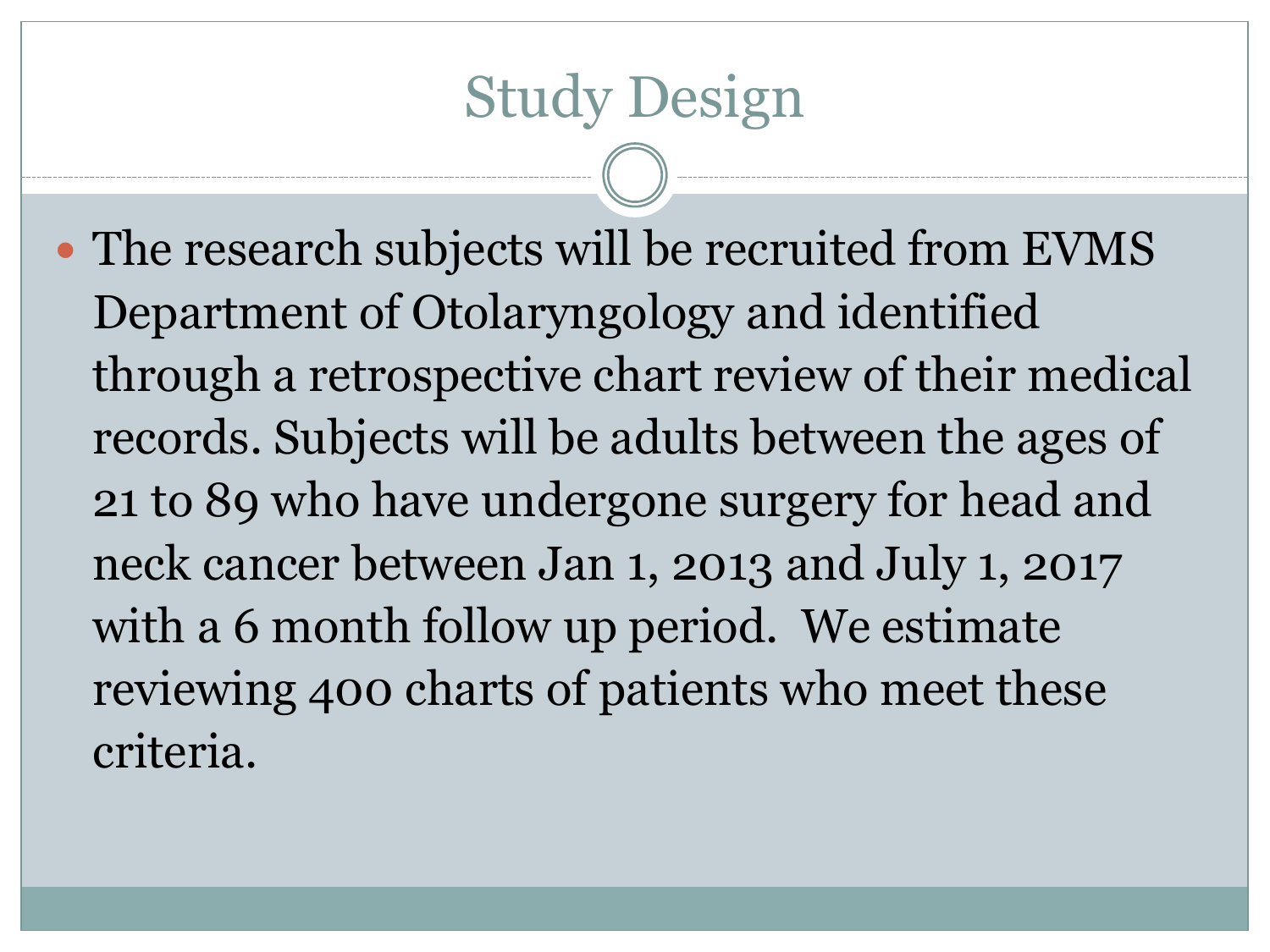# Study Design

- The research subjects will be recruited from EVMS Department of Otolaryngology and identified through a retrospective chart review of their medical records. Subjects will be adults between the ages of 21 to 89 who have undergone surgery for head and neck cancer between Jan 1, 2013 and July 1, 2017 with a 6 month follow up period. We estimate reviewing 400 charts of patients who meet these criteria.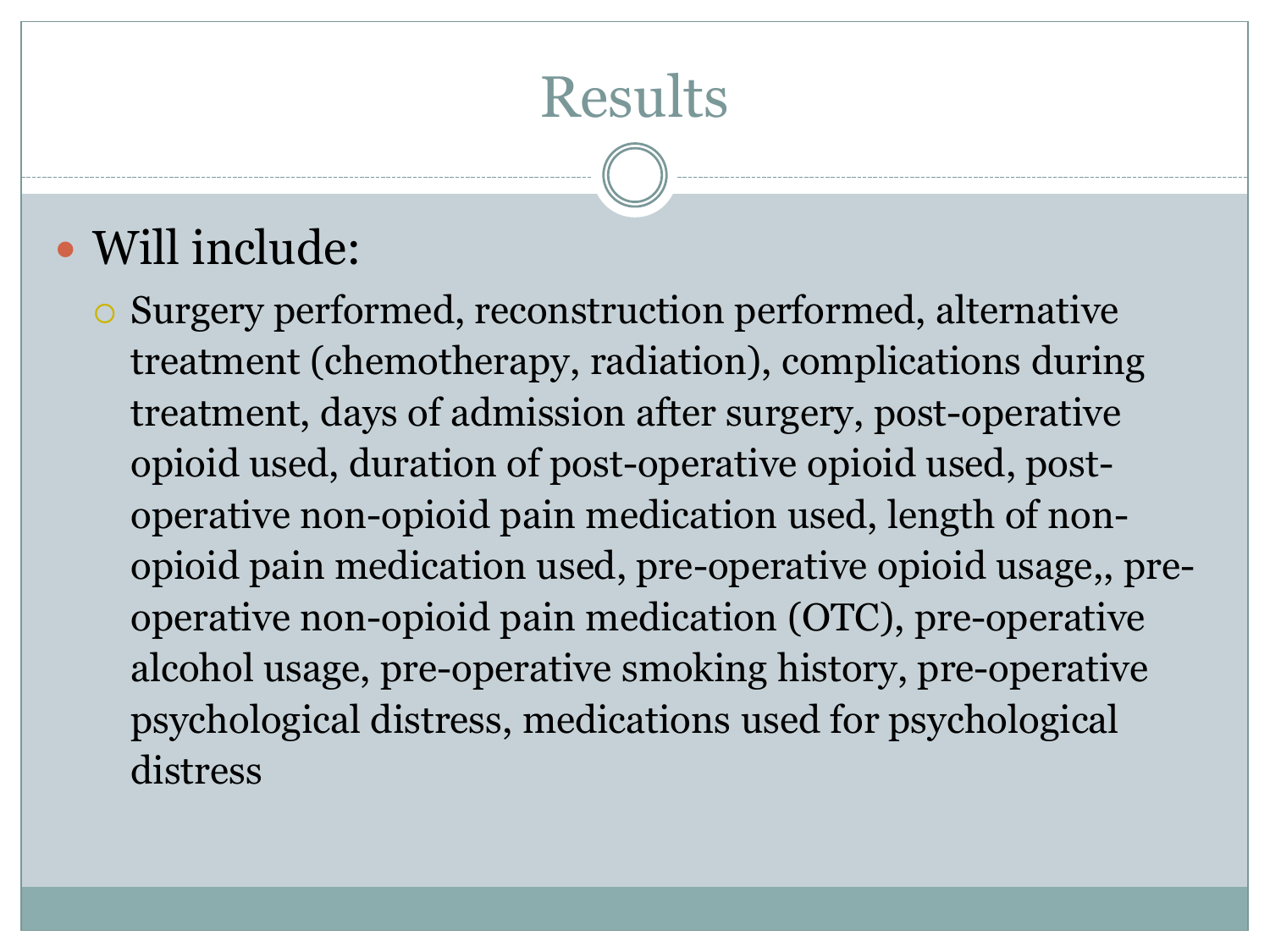# Results

- Will include:
  - Surgery performed, reconstruction performed, alternative treatment (chemotherapy, radiation), complications during treatment, days of admission after surgery, post-operative opioid used, duration of post-operative opioid used, post-operative non-opioid pain medication used, length of non-opioid pain medication used, pre-operative opioid usage,, pre-operative non-opioid pain medication (OTC), pre-operative alcohol usage, pre-operative smoking history, pre-operative psychological distress, medications used for psychological distress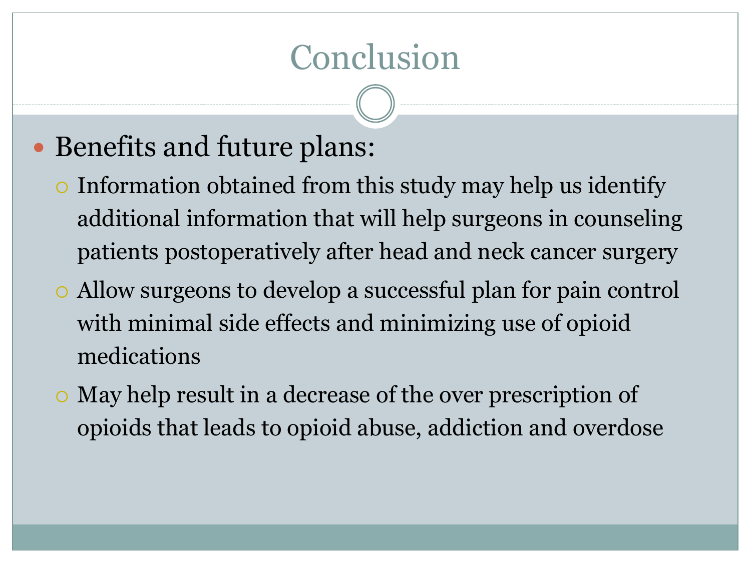# Conclusion

- Benefits and future plans:
  - Information obtained from this study may help us identify additional information that will help surgeons in counseling patients postoperatively after head and neck cancer surgery
  - Allow surgeons to develop a successful plan for pain control with minimal side effects and minimizing use of opioid medications
  - May help result in a decrease of the over prescription of opioids that leads to opioid abuse, addiction and overdose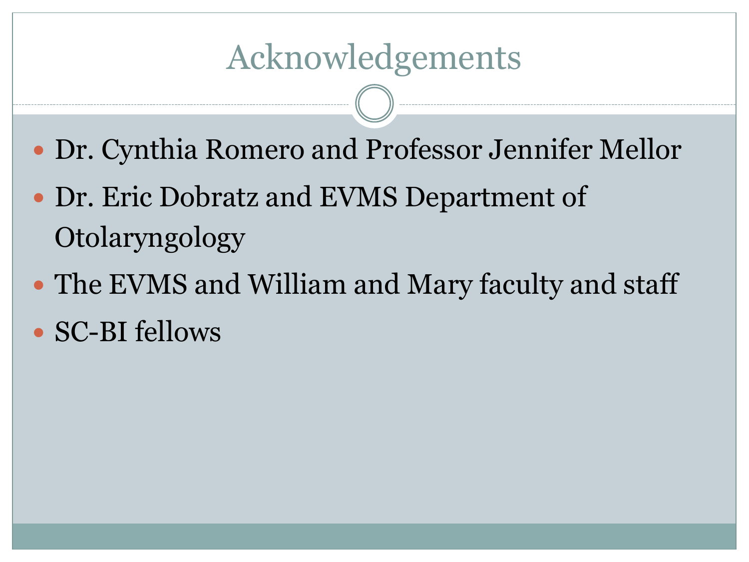# Acknowledgements

- Dr. Cynthia Romero and Professor Jennifer Mellor
- Dr. Eric Dobratz and EVMS Department of Otolaryngology
- The EVMS and William and Mary faculty and staff
- SC-BI fellows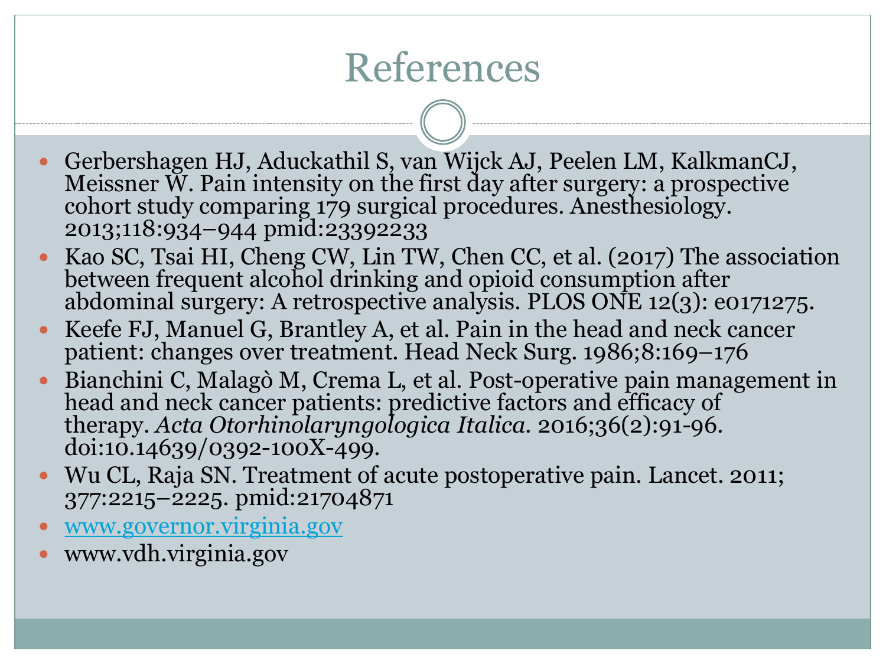# References

- Gerbershagen HJ, Aduckathil S, van Wijck AJ, Peelen LM, KalkmanCJ, Meissner W. Pain intensity on the first day after surgery: a prospective cohort study comparing 179 surgical procedures. Anesthesiology. 2013;118:934–944 pmid:23392233
- Kao SC, Tsai HI, Cheng CW, Lin TW, Chen CC, et al. (2017) The association between frequent alcohol drinking and opioid consumption after abdominal surgery: A retrospective analysis. PLOS ONE 12(3): e0171275.
- Keefe FJ, Manuel G, Brantley A, et al. Pain in the head and neck cancer patient: changes over treatment. Head Neck Surg. 1986;8:169–176
- Bianchini C, Malagò M, Crema L, et al. Post-operative pain management in head and neck cancer patients: predictive factors and efficacy of therapy. *Acta Otorhinolaryngologica Italica*. 2016;36(2):91-96. doi:10.14639/0392-100X-499.
- Wu CL, Raja SN. Treatment of acute postoperative pain. Lancet. 2011; 377:2215–2225. pmid:21704871
- www.governor.virginia.gov
- www.vdh.virginia.gov